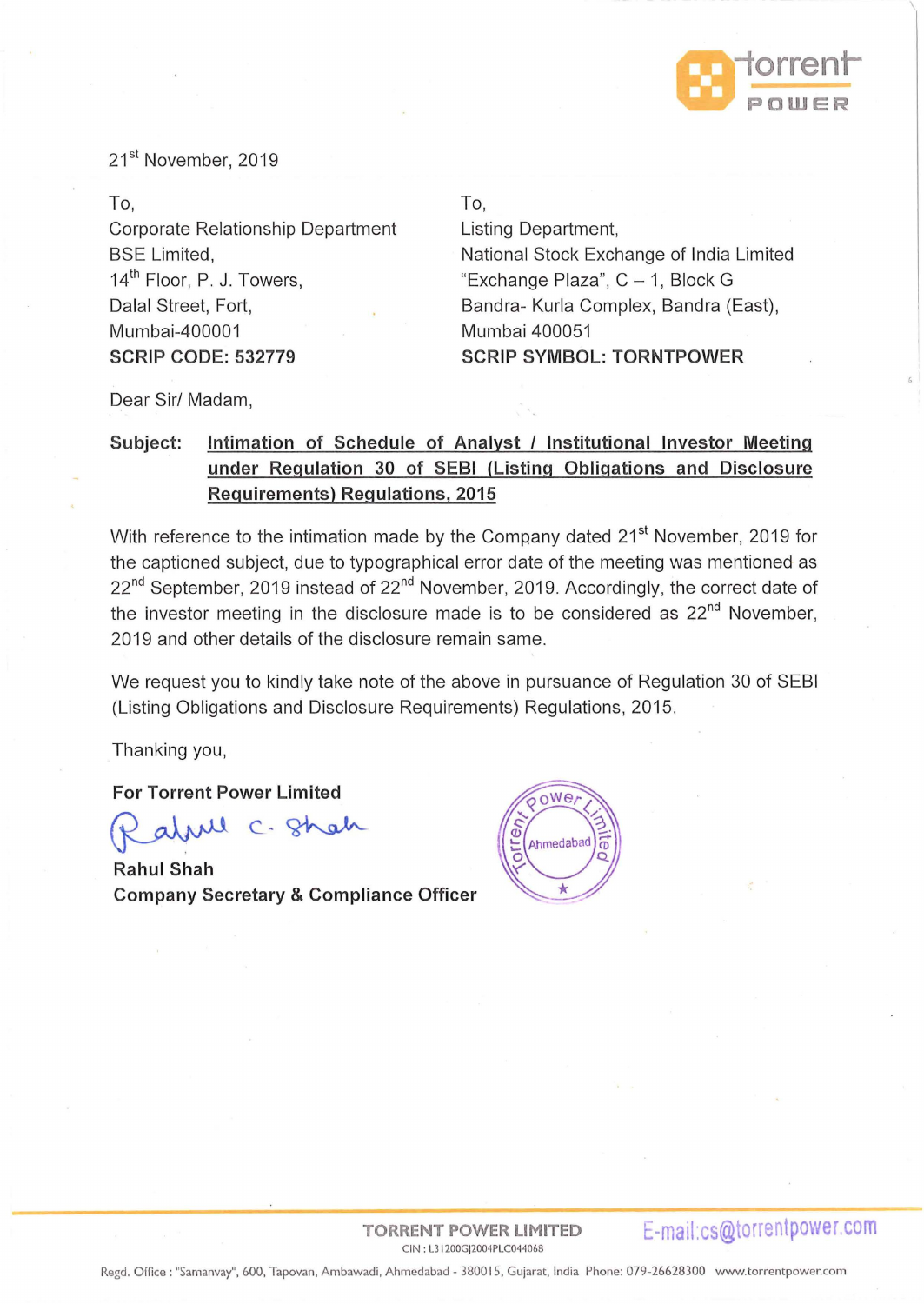21st November, 2019

To,
Corporate Relationship Department
BSE Limited,
14th Floor, P. J. Towers,
Dalal Street, Fort,
Mumbai-400001
**SCRIP CODE: 532779**

To,
Listing Department,
National Stock Exchange of India Limited
"Exchange Plaza", C – 1, Block G
Bandra- Kurla Complex, Bandra (East),
Mumbai 400051
**SCRIP SYMBOL: TORNTPOWER**

Dear Sir/ Madam,

**Subject: Intimation of Schedule of Analyst / Institutional Investor Meeting under Regulation 30 of SEBI (Listing Obligations and Disclosure Requirements) Regulations, 2015**

With reference to the intimation made by the Company dated 21st November, 2019 for the captioned subject, due to typographical error date of the meeting was mentioned as 22nd September, 2019 instead of 22nd November, 2019. Accordingly, the correct date of the investor meeting in the disclosure made is to be considered as 22nd November, 2019 and other details of the disclosure remain same.

We request you to kindly take note of the above in pursuance of Regulation 30 of SEBI (Listing Obligations and Disclosure Requirements) Regulations, 2015.

Thanking you,

**For Torrent Power Limited**

Rahul C. Shah

**Rahul Shah**
**Company Secretary & Compliance Officer**

Torrent Power Limited, Ahmedabad

**TORRENT POWER LIMITED**
CIN : L31200GJ2004PLC044068
E-mail:cs@torrentpower.com

Regd. Office : "Samanvay", 600, Tapovan, Ambawadi, Ahmedabad - 380015, Gujarat, India Phone: 079-26628300 www.torrentpower.com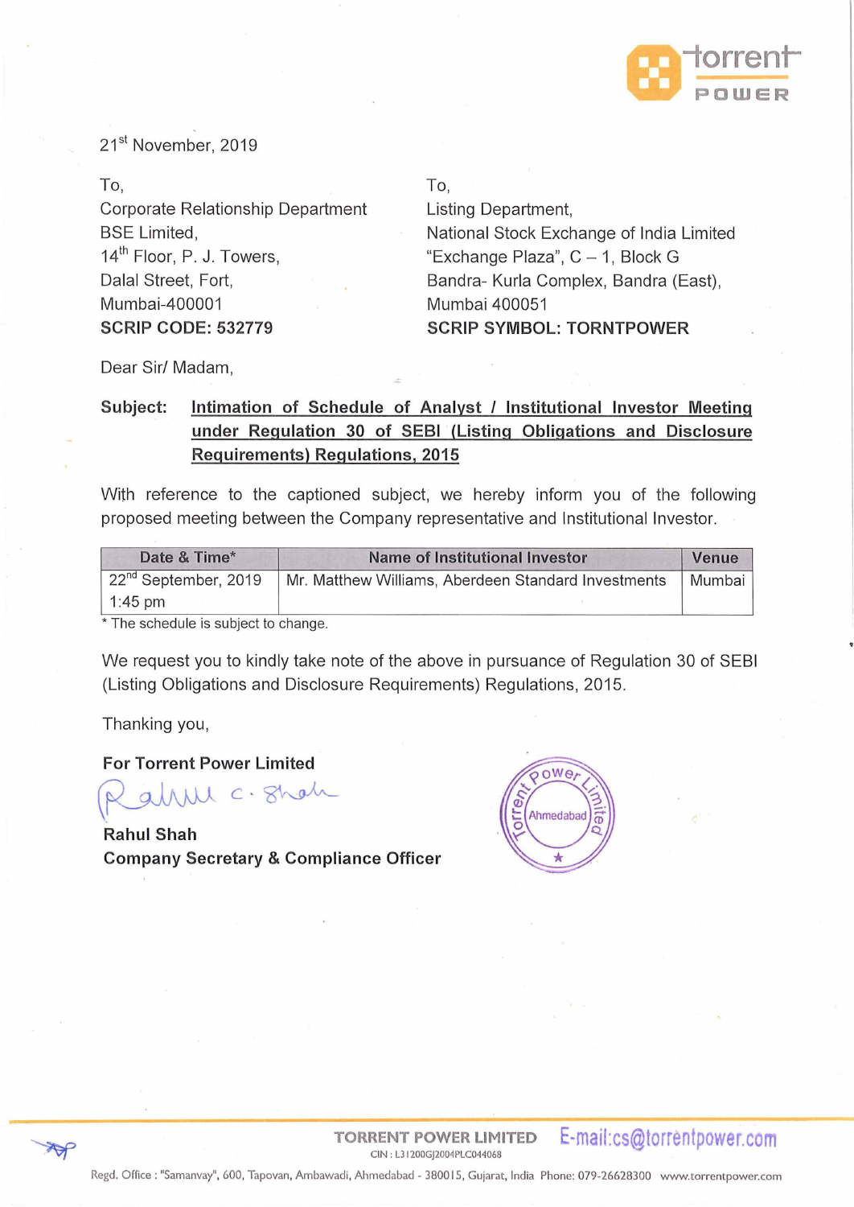21st November, 2019

To,
Corporate Relationship Department
BSE Limited,
14th Floor, P. J. Towers,
Dalal Street, Fort,
Mumbai-400001
**SCRIP CODE: 532779**

To,
Listing Department,
National Stock Exchange of India Limited
"Exchange Plaza", C – 1, Block G
Bandra- Kurla Complex, Bandra (East),
Mumbai 400051
**SCRIP SYMBOL: TORNTPOWER**

Dear Sir/ Madam,

**Subject:** **Intimation of Schedule of Analyst / Institutional Investor Meeting under Regulation 30 of SEBI (Listing Obligations and Disclosure Requirements) Regulations, 2015**

With reference to the captioned subject, we hereby inform you of the following proposed meeting between the Company representative and Institutional Investor.

| Date & Time* | Name of Institutional Investor | Venue |
|---|---|---|
| 22nd September, 2019 1:45 pm | Mr. Matthew Williams, Aberdeen Standard Investments | Mumbai |

* The schedule is subject to change.

We request you to kindly take note of the above in pursuance of Regulation 30 of SEBI (Listing Obligations and Disclosure Requirements) Regulations, 2015.

Thanking you,

**For Torrent Power Limited**

Rahul C. Shah

**Rahul Shah**
**Company Secretary & Compliance Officer**

Torrent Power Limited Ahmedabad

TORRENT POWER LIMITED E-mail:cs@torrentpower.com
CIN : L31200GJ2004PLC044068
Regd. Office : "Samanvay", 600, Tapovan, Ambawadi, Ahmedabad - 380015, Gujarat, India Phone: 079-26628300 www.torrentpower.com